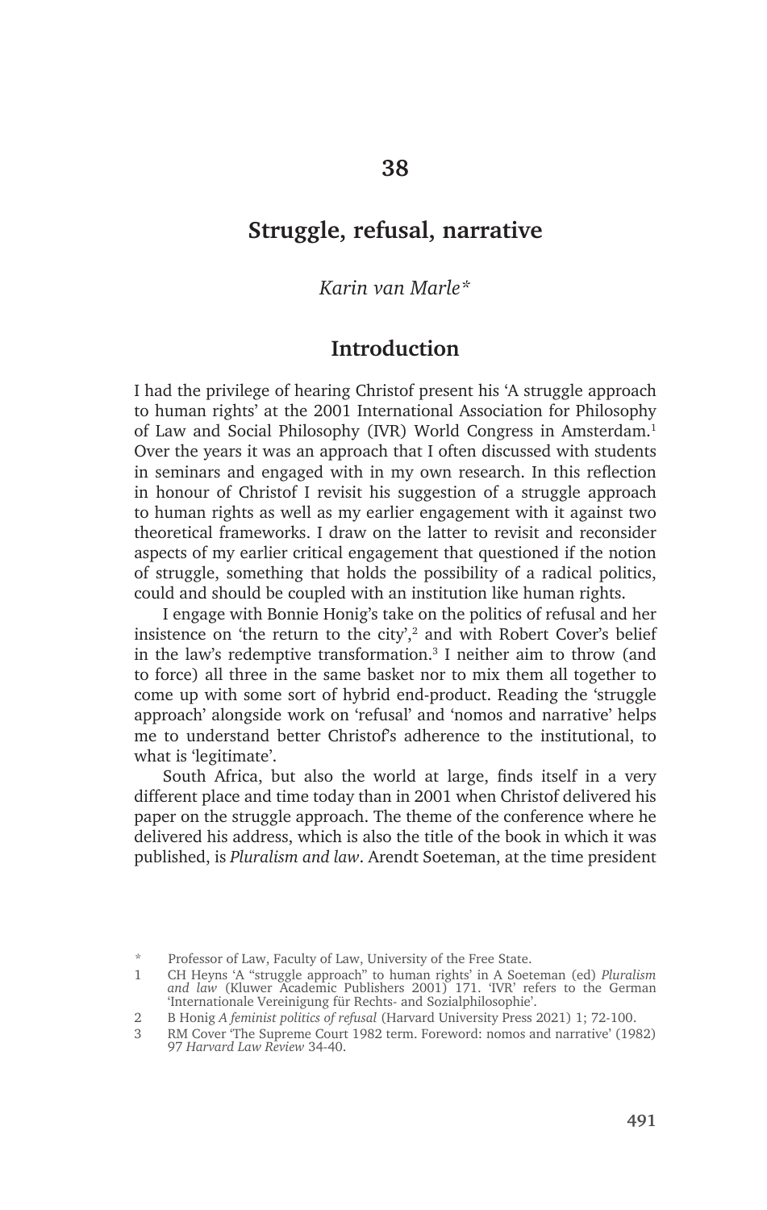# 38

# Struggle, refusal, narrative

*Karin van Marle**

## Introduction

I had the privilege of hearing Christof present his 'A struggle approach to human rights' at the 2001 International Association for Philosophy of Law and Social Philosophy (IVR) World Congress in Amsterdam.[1] Over the years it was an approach that I often discussed with students in seminars and engaged with in my own research. In this reflection in honour of Christof I revisit his suggestion of a struggle approach to human rights as well as my earlier engagement with it against two theoretical frameworks. I draw on the latter to revisit and reconsider aspects of my earlier critical engagement that questioned if the notion of struggle, something that holds the possibility of a radical politics, could and should be coupled with an institution like human rights.

I engage with Bonnie Honig's take on the politics of refusal and her insistence on 'the return to the city',[2] and with Robert Cover's belief in the law's redemptive transformation.[3] I neither aim to throw (and to force) all three in the same basket nor to mix them all together to come up with some sort of hybrid end-product. Reading the 'struggle approach' alongside work on 'refusal' and 'nomos and narrative' helps me to understand better Christof's adherence to the institutional, to what is 'legitimate'.

South Africa, but also the world at large, finds itself in a very different place and time today than in 2001 when Christof delivered his paper on the struggle approach. The theme of the conference where he delivered his address, which is also the title of the book in which it was published, is *Pluralism and law*. Arendt Soeteman, at the time president

---

\* Professor of Law, Faculty of Law, University of the Free State.

1 CH Heyns 'A "struggle approach" to human rights' in A Soeteman (ed) *Pluralism and law* (Kluwer Academic Publishers 2001) 171. 'IVR' refers to the German 'Internationale Vereinigung für Rechts- and Sozialphilosophie'.

2 B Honig *A feminist politics of refusal* (Harvard University Press 2021) 1; 72-100.

3 RM Cover 'The Supreme Court 1982 term. Foreword: nomos and narrative' (1982) 97 *Harvard Law Review* 34-40.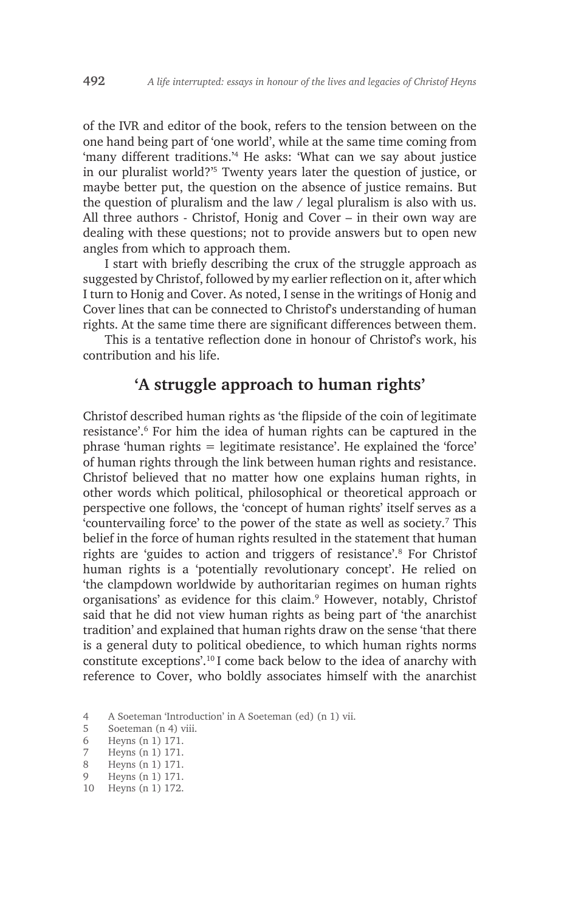of the IVR and editor of the book, refers to the tension between on the one hand being part of 'one world', while at the same time coming from 'many different traditions.'[4] He asks: 'What can we say about justice in our pluralist world?'[5] Twenty years later the question of justice, or maybe better put, the question on the absence of justice remains. But the question of pluralism and the law / legal pluralism is also with us. All three authors - Christof, Honig and Cover – in their own way are dealing with these questions; not to provide answers but to open new angles from which to approach them.

I start with briefly describing the crux of the struggle approach as suggested by Christof, followed by my earlier reflection on it, after which I turn to Honig and Cover. As noted, I sense in the writings of Honig and Cover lines that can be connected to Christof's understanding of human rights. At the same time there are significant differences between them.

This is a tentative reflection done in honour of Christof's work, his contribution and his life.

## 'A struggle approach to human rights'

Christof described human rights as 'the flipside of the coin of legitimate resistance'.[6] For him the idea of human rights can be captured in the phrase 'human rights = legitimate resistance'. He explained the 'force' of human rights through the link between human rights and resistance. Christof believed that no matter how one explains human rights, in other words which political, philosophical or theoretical approach or perspective one follows, the 'concept of human rights' itself serves as a 'countervailing force' to the power of the state as well as society.[7] This belief in the force of human rights resulted in the statement that human rights are 'guides to action and triggers of resistance'.[8] For Christof human rights is a 'potentially revolutionary concept'. He relied on 'the clampdown worldwide by authoritarian regimes on human rights organisations' as evidence for this claim.[9] However, notably, Christof said that he did not view human rights as being part of 'the anarchist tradition' and explained that human rights draw on the sense 'that there is a general duty to political obedience, to which human rights norms constitute exceptions'.[10] I come back below to the idea of anarchy with reference to Cover, who boldly associates himself with the anarchist

4 A Soeteman 'Introduction' in A Soeteman (ed) (n 1) vii.
5 Soeteman (n 4) viii.
6 Heyns (n 1) 171.
7 Heyns (n 1) 171.
8 Heyns (n 1) 171.
9 Heyns (n 1) 171.
10 Heyns (n 1) 172.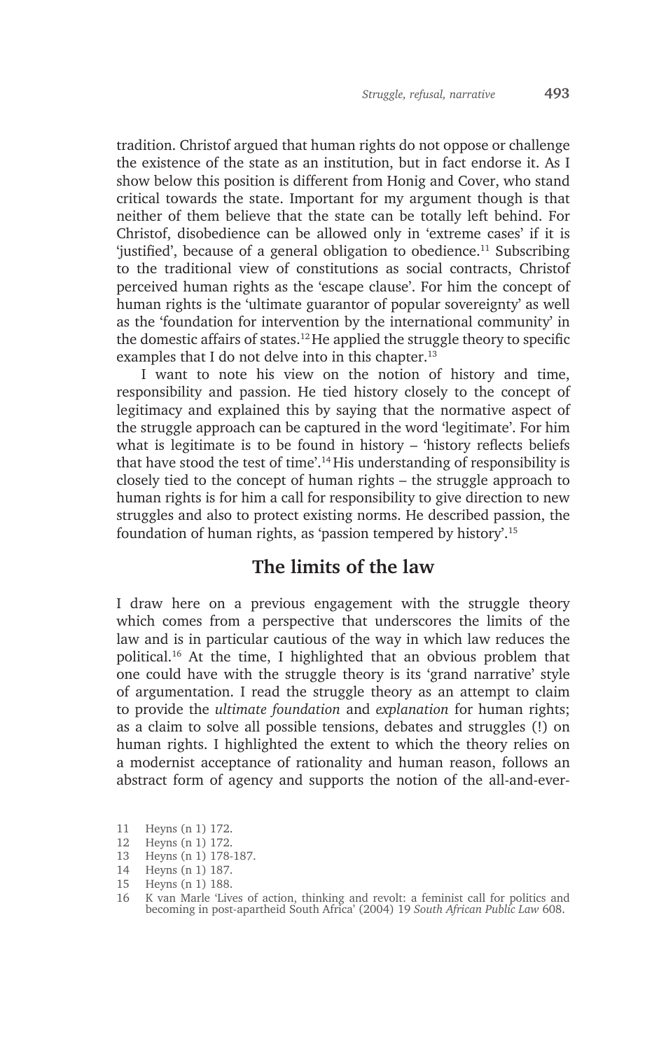tradition. Christof argued that human rights do not oppose or challenge the existence of the state as an institution, but in fact endorse it. As I show below this position is different from Honig and Cover, who stand critical towards the state. Important for my argument though is that neither of them believe that the state can be totally left behind. For Christof, disobedience can be allowed only in 'extreme cases' if it is 'justified', because of a general obligation to obedience.[11] Subscribing to the traditional view of constitutions as social contracts, Christof perceived human rights as the 'escape clause'. For him the concept of human rights is the 'ultimate guarantor of popular sovereignty' as well as the 'foundation for intervention by the international community' in the domestic affairs of states.[12] He applied the struggle theory to specific examples that I do not delve into in this chapter.[13]

I want to note his view on the notion of history and time, responsibility and passion. He tied history closely to the concept of legitimacy and explained this by saying that the normative aspect of the struggle approach can be captured in the word 'legitimate'. For him what is legitimate is to be found in history – 'history reflects beliefs that have stood the test of time'.[14] His understanding of responsibility is closely tied to the concept of human rights – the struggle approach to human rights is for him a call for responsibility to give direction to new struggles and also to protect existing norms. He described passion, the foundation of human rights, as 'passion tempered by history'.[15]

## The limits of the law

I draw here on a previous engagement with the struggle theory which comes from a perspective that underscores the limits of the law and is in particular cautious of the way in which law reduces the political.[16] At the time, I highlighted that an obvious problem that one could have with the struggle theory is its 'grand narrative' style of argumentation. I read the struggle theory as an attempt to claim to provide the *ultimate foundation* and *explanation* for human rights; as a claim to solve all possible tensions, debates and struggles (!) on human rights. I highlighted the extent to which the theory relies on a modernist acceptance of rationality and human reason, follows an abstract form of agency and supports the notion of the all-and-ever-

11 Heyns (n 1) 172.
12 Heyns (n 1) 172.
13 Heyns (n 1) 178-187.
14 Heyns (n 1) 187.
15 Heyns (n 1) 188.
16 K van Marle 'Lives of action, thinking and revolt: a feminist call for politics and becoming in post-apartheid South Africa' (2004) 19 *South African Public Law* 608.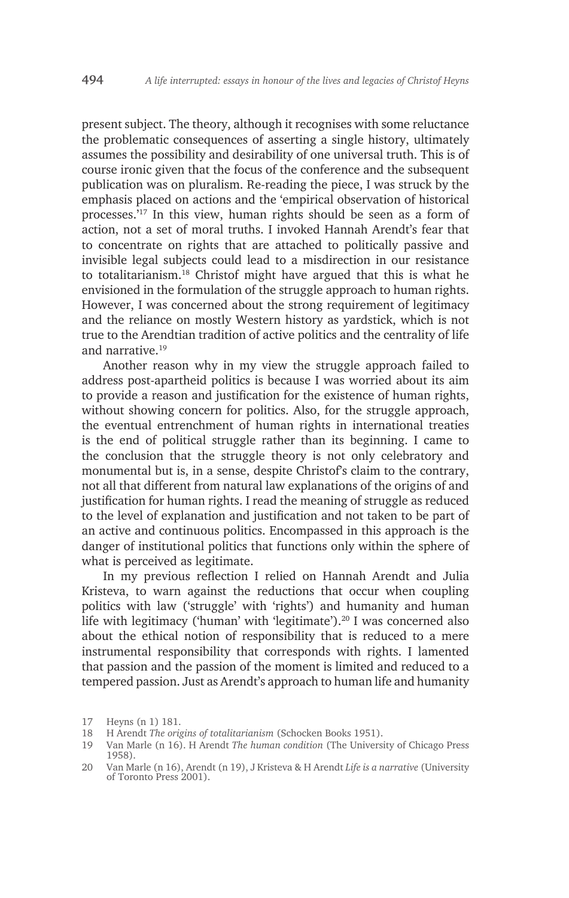present subject. The theory, although it recognises with some reluctance the problematic consequences of asserting a single history, ultimately assumes the possibility and desirability of one universal truth. This is of course ironic given that the focus of the conference and the subsequent publication was on pluralism. Re-reading the piece, I was struck by the emphasis placed on actions and the 'empirical observation of historical processes.'[17] In this view, human rights should be seen as a form of action, not a set of moral truths. I invoked Hannah Arendt's fear that to concentrate on rights that are attached to politically passive and invisible legal subjects could lead to a misdirection in our resistance to totalitarianism.[18] Christof might have argued that this is what he envisioned in the formulation of the struggle approach to human rights. However, I was concerned about the strong requirement of legitimacy and the reliance on mostly Western history as yardstick, which is not true to the Arendtian tradition of active politics and the centrality of life and narrative.[19]

Another reason why in my view the struggle approach failed to address post-apartheid politics is because I was worried about its aim to provide a reason and justification for the existence of human rights, without showing concern for politics. Also, for the struggle approach, the eventual entrenchment of human rights in international treaties is the end of political struggle rather than its beginning. I came to the conclusion that the struggle theory is not only celebratory and monumental but is, in a sense, despite Christof's claim to the contrary, not all that different from natural law explanations of the origins of and justification for human rights. I read the meaning of struggle as reduced to the level of explanation and justification and not taken to be part of an active and continuous politics. Encompassed in this approach is the danger of institutional politics that functions only within the sphere of what is perceived as legitimate.

In my previous reflection I relied on Hannah Arendt and Julia Kristeva, to warn against the reductions that occur when coupling politics with law ('struggle' with 'rights') and humanity and human life with legitimacy ('human' with 'legitimate').[20] I was concerned also about the ethical notion of responsibility that is reduced to a mere instrumental responsibility that corresponds with rights. I lamented that passion and the passion of the moment is limited and reduced to a tempered passion. Just as Arendt's approach to human life and humanity

17 Heyns (n 1) 181.

18 H Arendt *The origins of totalitarianism* (Schocken Books 1951).

19 Van Marle (n 16). H Arendt *The human condition* (The University of Chicago Press 1958).

20 Van Marle (n 16), Arendt (n 19), J Kristeva & H Arendt *Life is a narrative* (University of Toronto Press 2001).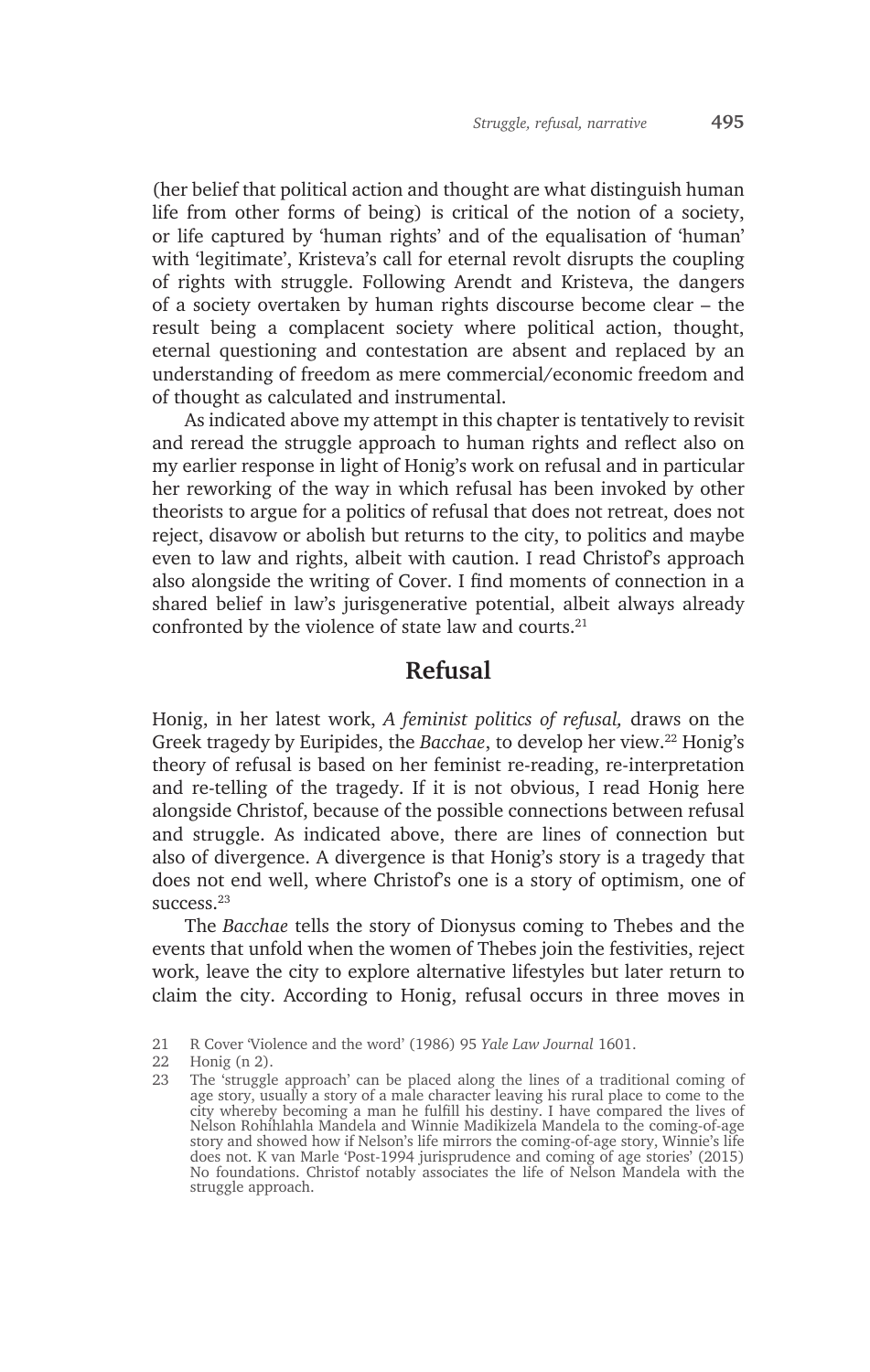(her belief that political action and thought are what distinguish human life from other forms of being) is critical of the notion of a society, or life captured by 'human rights' and of the equalisation of 'human' with 'legitimate', Kristeva's call for eternal revolt disrupts the coupling of rights with struggle. Following Arendt and Kristeva, the dangers of a society overtaken by human rights discourse become clear – the result being a complacent society where political action, thought, eternal questioning and contestation are absent and replaced by an understanding of freedom as mere commercial/economic freedom and of thought as calculated and instrumental.

As indicated above my attempt in this chapter is tentatively to revisit and reread the struggle approach to human rights and reflect also on my earlier response in light of Honig's work on refusal and in particular her reworking of the way in which refusal has been invoked by other theorists to argue for a politics of refusal that does not retreat, does not reject, disavow or abolish but returns to the city, to politics and maybe even to law and rights, albeit with caution. I read Christof's approach also alongside the writing of Cover. I find moments of connection in a shared belief in law's jurisgenerative potential, albeit always already confronted by the violence of state law and courts.[21]

## Refusal

Honig, in her latest work, *A feminist politics of refusal,* draws on the Greek tragedy by Euripides, the *Bacchae*, to develop her view.[22] Honig's theory of refusal is based on her feminist re-reading, re-interpretation and re-telling of the tragedy. If it is not obvious, I read Honig here alongside Christof, because of the possible connections between refusal and struggle. As indicated above, there are lines of connection but also of divergence. A divergence is that Honig's story is a tragedy that does not end well, where Christof's one is a story of optimism, one of success.[23]

The *Bacchae* tells the story of Dionysus coming to Thebes and the events that unfold when the women of Thebes join the festivities, reject work, leave the city to explore alternative lifestyles but later return to claim the city. According to Honig, refusal occurs in three moves in

21 R Cover 'Violence and the word' (1986) 95 *Yale Law Journal* 1601.

22 Honig (n 2).

23 The 'struggle approach' can be placed along the lines of a traditional coming of age story, usually a story of a male character leaving his rural place to come to the city whereby becoming a man he fulfill his destiny. I have compared the lives of Nelson Rohihlahla Mandela and Winnie Madikizela Mandela to the coming-of-age story and showed how if Nelson's life mirrors the coming-of-age story, Winnie's life does not. K van Marle 'Post-1994 jurisprudence and coming of age stories' (2015) No foundations. Christof notably associates the life of Nelson Mandela with the struggle approach.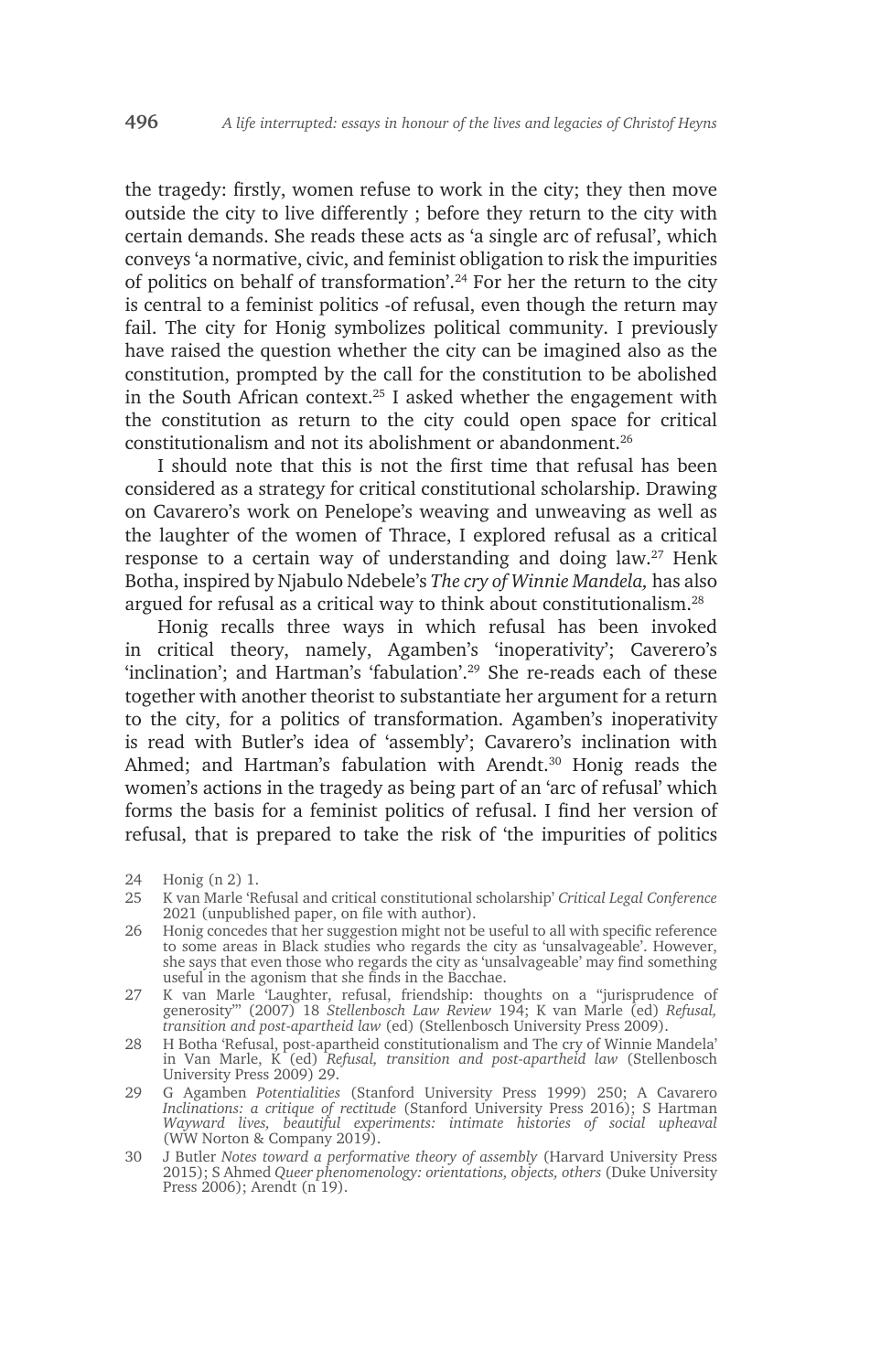the tragedy: firstly, women refuse to work in the city; they then move outside the city to live differently ; before they return to the city with certain demands. She reads these acts as 'a single arc of refusal', which conveys 'a normative, civic, and feminist obligation to risk the impurities of politics on behalf of transformation'.[24] For her the return to the city is central to a feminist politics -of refusal, even though the return may fail. The city for Honig symbolizes political community. I previously have raised the question whether the city can be imagined also as the constitution, prompted by the call for the constitution to be abolished in the South African context.[25] I asked whether the engagement with the constitution as return to the city could open space for critical constitutionalism and not its abolishment or abandonment.[26]

I should note that this is not the first time that refusal has been considered as a strategy for critical constitutional scholarship. Drawing on Cavarero's work on Penelope's weaving and unweaving as well as the laughter of the women of Thrace, I explored refusal as a critical response to a certain way of understanding and doing law.[27] Henk Botha, inspired by Njabulo Ndebele's *The cry of Winnie Mandela,* has also argued for refusal as a critical way to think about constitutionalism.[28]

Honig recalls three ways in which refusal has been invoked in critical theory, namely, Agamben's 'inoperativity'; Caverero's 'inclination'; and Hartman's 'fabulation'.[29] She re-reads each of these together with another theorist to substantiate her argument for a return to the city, for a politics of transformation. Agamben's inoperativity is read with Butler's idea of 'assembly'; Cavarero's inclination with Ahmed; and Hartman's fabulation with Arendt.[30] Honig reads the women's actions in the tragedy as being part of an 'arc of refusal' which forms the basis for a feminist politics of refusal. I find her version of refusal, that is prepared to take the risk of 'the impurities of politics

24 Honig (n 2) 1.

25 K van Marle 'Refusal and critical constitutional scholarship' *Critical Legal Conference* 2021 (unpublished paper, on file with author).

26 Honig concedes that her suggestion might not be useful to all with specific reference to some areas in Black studies who regards the city as 'unsalvageable'. However, she says that even those who regards the city as 'unsalvageable' may find something useful in the agonism that she finds in the Bacchae.

27 K van Marle 'Laughter, refusal, friendship: thoughts on a "jurisprudence of generosity"' (2007) 18 *Stellenbosch Law Review* 194; K van Marle (ed) *Refusal, transition and post-apartheid law* (ed) (Stellenbosch University Press 2009).

28 H Botha 'Refusal, post-apartheid constitutionalism and The cry of Winnie Mandela' in Van Marle, K (ed) *Refusal, transition and post-apartheid law* (Stellenbosch University Press 2009) 29.

29 G Agamben *Potentialities* (Stanford University Press 1999) 250; A Cavarero *Inclinations: a critique of rectitude* (Stanford University Press 2016); S Hartman *Wayward lives, beautiful experiments: intimate histories of social upheaval* (WW Norton & Company 2019).

30 J Butler *Notes toward a performative theory of assembly* (Harvard University Press 2015); S Ahmed *Queer phenomenology: orientations, objects, others* (Duke University Press 2006); Arendt (n 19).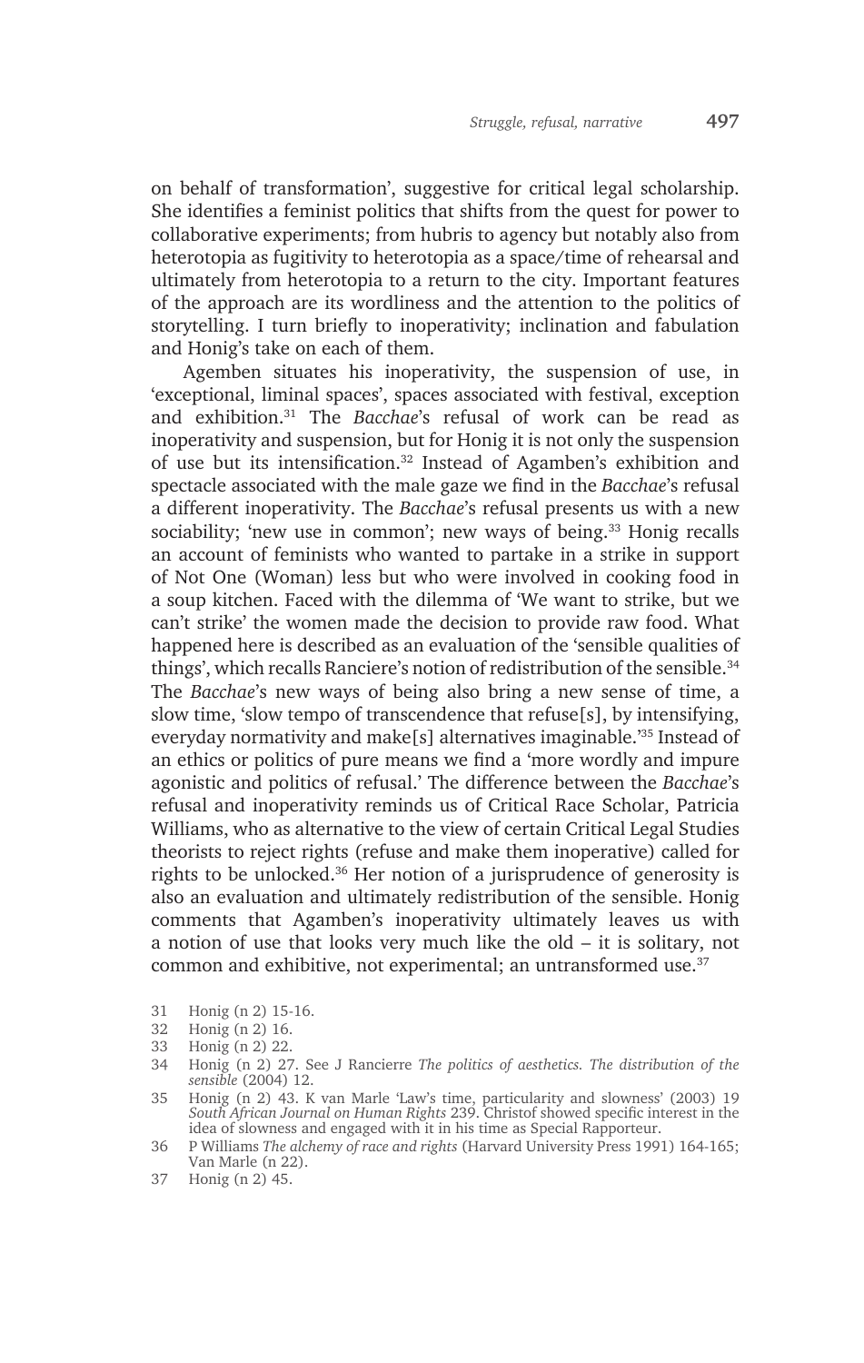on behalf of transformation', suggestive for critical legal scholarship. She identifies a feminist politics that shifts from the quest for power to collaborative experiments; from hubris to agency but notably also from heterotopia as fugitivity to heterotopia as a space/time of rehearsal and ultimately from heterotopia to a return to the city. Important features of the approach are its wordliness and the attention to the politics of storytelling. I turn briefly to inoperativity; inclination and fabulation and Honig's take on each of them.

Agemben situates his inoperativity, the suspension of use, in 'exceptional, liminal spaces', spaces associated with festival, exception and exhibition.[31] The *Bacchae*'s refusal of work can be read as inoperativity and suspension, but for Honig it is not only the suspension of use but its intensification.[32] Instead of Agamben's exhibition and spectacle associated with the male gaze we find in the *Bacchae*'s refusal a different inoperativity. The *Bacchae*'s refusal presents us with a new sociability; 'new use in common'; new ways of being.[33] Honig recalls an account of feminists who wanted to partake in a strike in support of Not One (Woman) less but who were involved in cooking food in a soup kitchen. Faced with the dilemma of 'We want to strike, but we can't strike' the women made the decision to provide raw food. What happened here is described as an evaluation of the 'sensible qualities of things', which recalls Ranciere's notion of redistribution of the sensible.[34] The *Bacchae*'s new ways of being also bring a new sense of time, a slow time, 'slow tempo of transcendence that refuse[s], by intensifying, everyday normativity and make[s] alternatives imaginable.'[35] Instead of an ethics or politics of pure means we find a 'more wordly and impure agonistic and politics of refusal.' The difference between the *Bacchae*'s refusal and inoperativity reminds us of Critical Race Scholar, Patricia Williams, who as alternative to the view of certain Critical Legal Studies theorists to reject rights (refuse and make them inoperative) called for rights to be unlocked.[36] Her notion of a jurisprudence of generosity is also an evaluation and ultimately redistribution of the sensible. Honig comments that Agamben's inoperativity ultimately leaves us with a notion of use that looks very much like the old – it is solitary, not common and exhibitive, not experimental; an untransformed use.[37]

31 Honig (n 2) 15-16.

32 Honig (n 2) 16.

33 Honig (n 2) 22.

34 Honig (n 2) 27. See J Rancierre *The politics of aesthetics. The distribution of the sensible* (2004) 12.

35 Honig (n 2) 43. K van Marle 'Law's time, particularity and slowness' (2003) 19 *South African Journal on Human Rights* 239. Christof showed specific interest in the idea of slowness and engaged with it in his time as Special Rapporteur.

36 P Williams *The alchemy of race and rights* (Harvard University Press 1991) 164-165; Van Marle (n 22).

37 Honig (n 2) 45.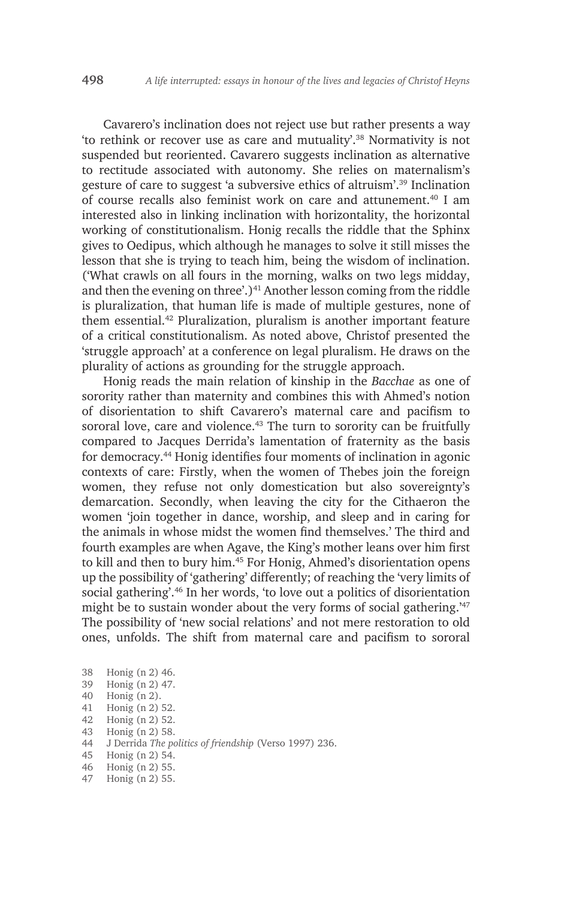Cavarero's inclination does not reject use but rather presents a way 'to rethink or recover use as care and mutuality'.[38] Normativity is not suspended but reoriented. Cavarero suggests inclination as alternative to rectitude associated with autonomy. She relies on maternalism's gesture of care to suggest 'a subversive ethics of altruism'.[39] Inclination of course recalls also feminist work on care and attunement.[40] I am interested also in linking inclination with horizontality, the horizontal working of constitutionalism. Honig recalls the riddle that the Sphinx gives to Oedipus, which although he manages to solve it still misses the lesson that she is trying to teach him, being the wisdom of inclination. ('What crawls on all fours in the morning, walks on two legs midday, and then the evening on three'.)[41] Another lesson coming from the riddle is pluralization, that human life is made of multiple gestures, none of them essential.[42] Pluralization, pluralism is another important feature of a critical constitutionalism. As noted above, Christof presented the 'struggle approach' at a conference on legal pluralism. He draws on the plurality of actions as grounding for the struggle approach.

Honig reads the main relation of kinship in the *Bacchae* as one of sorority rather than maternity and combines this with Ahmed's notion of disorientation to shift Cavarero's maternal care and pacifism to sororal love, care and violence.[43] The turn to sorority can be fruitfully compared to Jacques Derrida's lamentation of fraternity as the basis for democracy.[44] Honig identifies four moments of inclination in agonic contexts of care: Firstly, when the women of Thebes join the foreign women, they refuse not only domestication but also sovereignty's demarcation. Secondly, when leaving the city for the Cithaeron the women 'join together in dance, worship, and sleep and in caring for the animals in whose midst the women find themselves.' The third and fourth examples are when Agave, the King's mother leans over him first to kill and then to bury him.[45] For Honig, Ahmed's disorientation opens up the possibility of 'gathering' differently; of reaching the 'very limits of social gathering'.[46] In her words, 'to love out a politics of disorientation might be to sustain wonder about the very forms of social gathering.'[47] The possibility of 'new social relations' and not mere restoration to old ones, unfolds. The shift from maternal care and pacifism to sororal

38 Honig (n 2) 46.
39 Honig (n 2) 47.
40 Honig (n 2).
41 Honig (n 2) 52.
42 Honig (n 2) 52.
43 Honig (n 2) 58.
44 J Derrida *The politics of friendship* (Verso 1997) 236.
45 Honig (n 2) 54.
46 Honig (n 2) 55.
47 Honig (n 2) 55.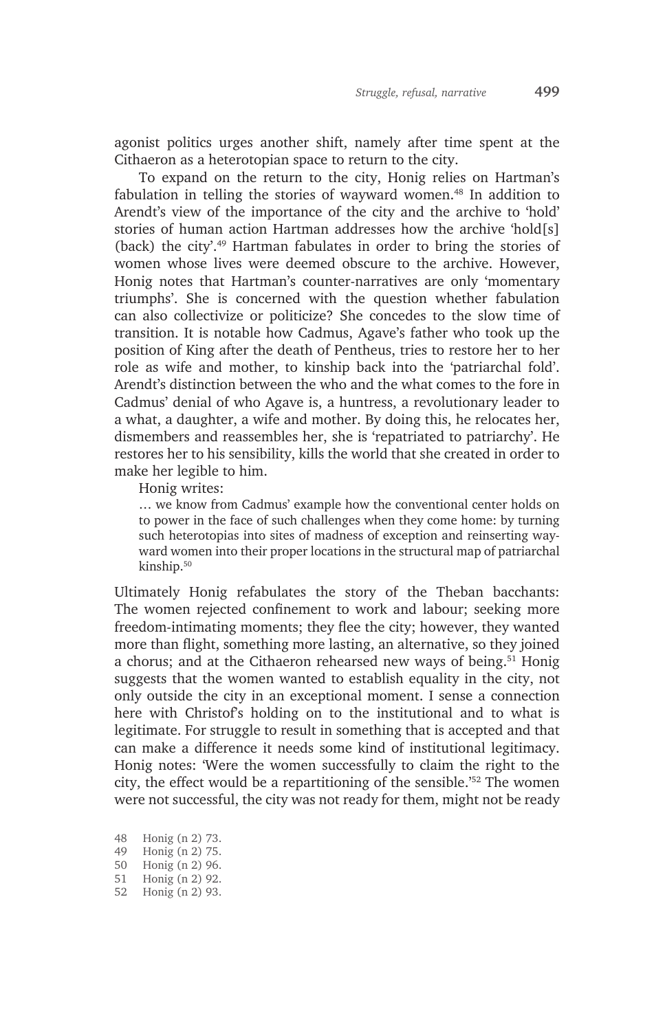agonist politics urges another shift, namely after time spent at the Cithaeron as a heterotopian space to return to the city.

To expand on the return to the city, Honig relies on Hartman's fabulation in telling the stories of wayward women.[48] In addition to Arendt's view of the importance of the city and the archive to 'hold' stories of human action Hartman addresses how the archive 'hold[s] (back) the city'.[49] Hartman fabulates in order to bring the stories of women whose lives were deemed obscure to the archive. However, Honig notes that Hartman's counter-narratives are only 'momentary triumphs'. She is concerned with the question whether fabulation can also collectivize or politicize? She concedes to the slow time of transition. It is notable how Cadmus, Agave's father who took up the position of King after the death of Pentheus, tries to restore her to her role as wife and mother, to kinship back into the 'patriarchal fold'. Arendt's distinction between the who and the what comes to the fore in Cadmus' denial of who Agave is, a huntress, a revolutionary leader to a what, a daughter, a wife and mother. By doing this, he relocates her, dismembers and reassembles her, she is 'repatriated to patriarchy'. He restores her to his sensibility, kills the world that she created in order to make her legible to him.

Honig writes:

> … we know from Cadmus' example how the conventional center holds on to power in the face of such challenges when they come home: by turning such heterotopias into sites of madness of exception and reinserting wayward women into their proper locations in the structural map of patriarchal kinship.[50]

Ultimately Honig refabulates the story of the Theban bacchants: The women rejected confinement to work and labour; seeking more freedom-intimating moments; they flee the city; however, they wanted more than flight, something more lasting, an alternative, so they joined a chorus; and at the Cithaeron rehearsed new ways of being.[51] Honig suggests that the women wanted to establish equality in the city, not only outside the city in an exceptional moment. I sense a connection here with Christof's holding on to the institutional and to what is legitimate. For struggle to result in something that is accepted and that can make a difference it needs some kind of institutional legitimacy. Honig notes: 'Were the women successfully to claim the right to the city, the effect would be a repartitioning of the sensible.'[52] The women were not successful, the city was not ready for them, might not be ready

48 Honig (n 2) 73.
49 Honig (n 2) 75.
50 Honig (n 2) 96.
51 Honig (n 2) 92.
52 Honig (n 2) 93.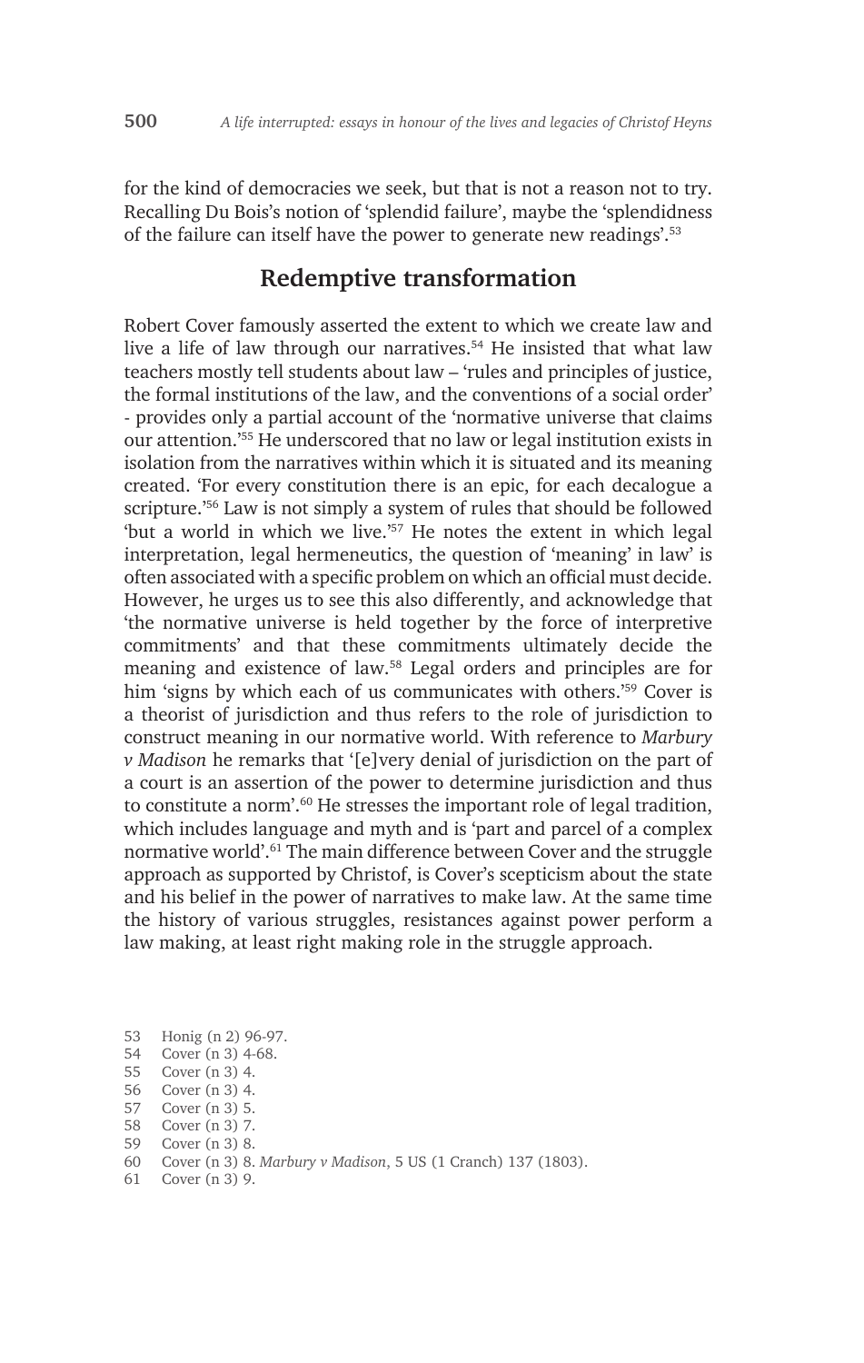for the kind of democracies we seek, but that is not a reason not to try. Recalling Du Bois's notion of 'splendid failure', maybe the 'splendidness of the failure can itself have the power to generate new readings'.[53]

## Redemptive transformation

Robert Cover famously asserted the extent to which we create law and live a life of law through our narratives.[54] He insisted that what law teachers mostly tell students about law – 'rules and principles of justice, the formal institutions of the law, and the conventions of a social order' - provides only a partial account of the 'normative universe that claims our attention.'[55] He underscored that no law or legal institution exists in isolation from the narratives within which it is situated and its meaning created. 'For every constitution there is an epic, for each decalogue a scripture.'[56] Law is not simply a system of rules that should be followed 'but a world in which we live.'[57] He notes the extent in which legal interpretation, legal hermeneutics, the question of 'meaning' in law' is often associated with a specific problem on which an official must decide. However, he urges us to see this also differently, and acknowledge that 'the normative universe is held together by the force of interpretive commitments' and that these commitments ultimately decide the meaning and existence of law.[58] Legal orders and principles are for him 'signs by which each of us communicates with others.'[59] Cover is a theorist of jurisdiction and thus refers to the role of jurisdiction to construct meaning in our normative world. With reference to *Marbury v Madison* he remarks that '[e]very denial of jurisdiction on the part of a court is an assertion of the power to determine jurisdiction and thus to constitute a norm'.[60] He stresses the important role of legal tradition, which includes language and myth and is 'part and parcel of a complex normative world'.[61] The main difference between Cover and the struggle approach as supported by Christof, is Cover's scepticism about the state and his belief in the power of narratives to make law. At the same time the history of various struggles, resistances against power perform a law making, at least right making role in the struggle approach.

53 Honig (n 2) 96-97.
54 Cover (n 3) 4-68.
55 Cover (n 3) 4.
56 Cover (n 3) 4.
57 Cover (n 3) 5.
58 Cover (n 3) 7.
59 Cover (n 3) 8.
60 Cover (n 3) 8. *Marbury v Madison*, 5 US (1 Cranch) 137 (1803).
61 Cover (n 3) 9.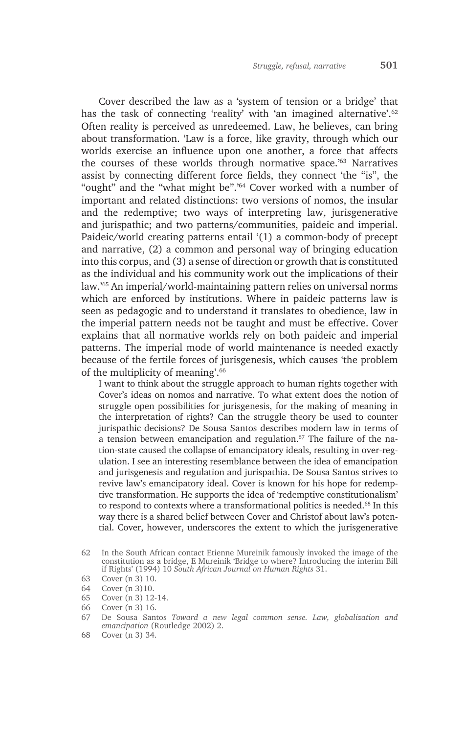Cover described the law as a 'system of tension or a bridge' that has the task of connecting 'reality' with 'an imagined alternative'.[62] Often reality is perceived as unredeemed. Law, he believes, can bring about transformation. 'Law is a force, like gravity, through which our worlds exercise an influence upon one another, a force that affects the courses of these worlds through normative space.'[63] Narratives assist by connecting different force fields, they connect 'the "is", the "ought" and the "what might be".'[64] Cover worked with a number of important and related distinctions: two versions of nomos, the insular and the redemptive; two ways of interpreting law, jurisgenerative and jurispathic; and two patterns/communities, paideic and imperial. Paideic/world creating patterns entail '(1) a common-body of precept and narrative, (2) a common and personal way of bringing education into this corpus, and (3) a sense of direction or growth that is constituted as the individual and his community work out the implications of their law.'[65] An imperial/world-maintaining pattern relies on universal norms which are enforced by institutions. Where in paideic patterns law is seen as pedagogic and to understand it translates to obedience, law in the imperial pattern needs not be taught and must be effective. Cover explains that all normative worlds rely on both paideic and imperial patterns. The imperial mode of world maintenance is needed exactly because of the fertile forces of jurisgenesis, which causes 'the problem of the multiplicity of meaning'.[66]

I want to think about the struggle approach to human rights together with Cover's ideas on nomos and narrative. To what extent does the notion of struggle open possibilities for jurisgenesis, for the making of meaning in the interpretation of rights? Can the struggle theory be used to counter jurispathic decisions? De Sousa Santos describes modern law in terms of a tension between emancipation and regulation.[67] The failure of the nation-state caused the collapse of emancipatory ideals, resulting in over-regulation. I see an interesting resemblance between the idea of emancipation and jurisgenesis and regulation and jurispathia. De Sousa Santos strives to revive law's emancipatory ideal. Cover is known for his hope for redemptive transformation. He supports the idea of 'redemptive constitutionalism' to respond to contexts where a transformational politics is needed.[68] In this way there is a shared belief between Cover and Christof about law's potential. Cover, however, underscores the extent to which the jurisgenerative

62 In the South African contact Etienne Mureinik famously invoked the image of the constitution as a bridge, E Mureinik 'Bridge to where? Introducing the interim Bill if Rights' (1994) 10 *South African Journal on Human Rights* 31.

63 Cover (n 3) 10.

64 Cover (n 3)10.

65 Cover (n 3) 12-14.

66 Cover (n 3) 16.

67 De Sousa Santos *Toward a new legal common sense. Law, globalization and emancipation* (Routledge 2002) 2.

68 Cover (n 3) 34.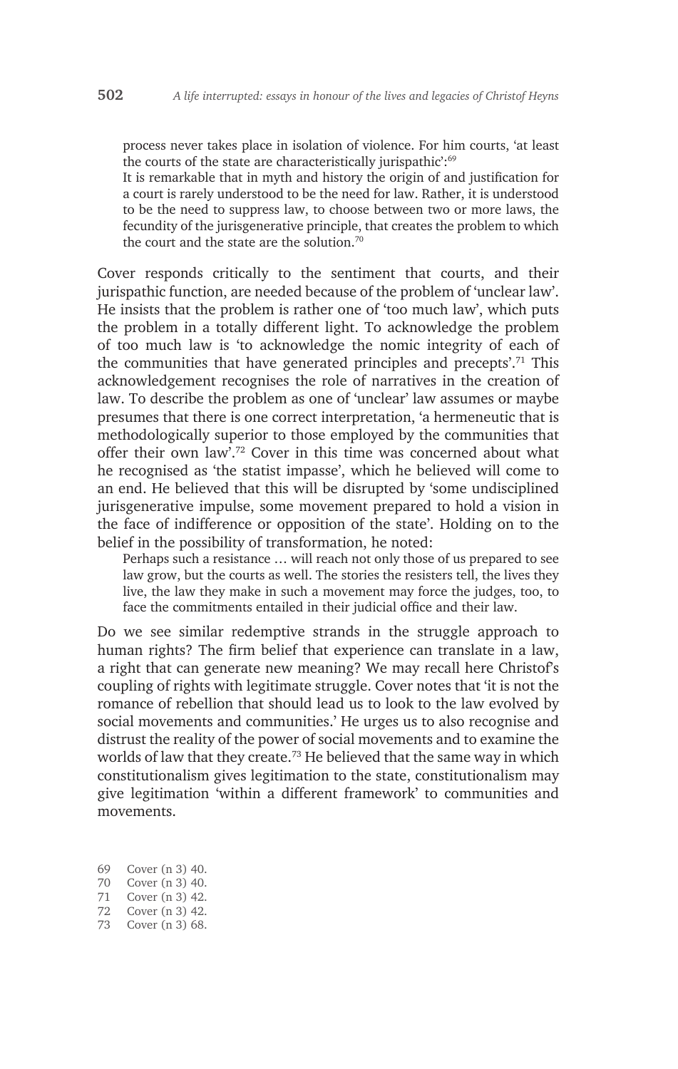process never takes place in isolation of violence. For him courts, 'at least the courts of the state are characteristically jurispathic':[69]

> It is remarkable that in myth and history the origin of and justification for a court is rarely understood to be the need for law. Rather, it is understood to be the need to suppress law, to choose between two or more laws, the fecundity of the jurisgenerative principle, that creates the problem to which the court and the state are the solution.[70]

Cover responds critically to the sentiment that courts, and their jurispathic function, are needed because of the problem of 'unclear law'. He insists that the problem is rather one of 'too much law', which puts the problem in a totally different light. To acknowledge the problem of too much law is 'to acknowledge the nomic integrity of each of the communities that have generated principles and precepts'.[71] This acknowledgement recognises the role of narratives in the creation of law. To describe the problem as one of 'unclear' law assumes or maybe presumes that there is one correct interpretation, 'a hermeneutic that is methodologically superior to those employed by the communities that offer their own law'.[72] Cover in this time was concerned about what he recognised as 'the statist impasse', which he believed will come to an end. He believed that this will be disrupted by 'some undisciplined jurisgenerative impulse, some movement prepared to hold a vision in the face of indifference or opposition of the state'. Holding on to the belief in the possibility of transformation, he noted:

> Perhaps such a resistance … will reach not only those of us prepared to see law grow, but the courts as well. The stories the resisters tell, the lives they live, the law they make in such a movement may force the judges, too, to face the commitments entailed in their judicial office and their law.

Do we see similar redemptive strands in the struggle approach to human rights? The firm belief that experience can translate in a law, a right that can generate new meaning? We may recall here Christof's coupling of rights with legitimate struggle. Cover notes that 'it is not the romance of rebellion that should lead us to look to the law evolved by social movements and communities.' He urges us to also recognise and distrust the reality of the power of social movements and to examine the worlds of law that they create.[73] He believed that the same way in which constitutionalism gives legitimation to the state, constitutionalism may give legitimation 'within a different framework' to communities and movements.

69 Cover (n 3) 40.
70 Cover (n 3) 40.
71 Cover (n 3) 42.
72 Cover (n 3) 42.
73 Cover (n 3) 68.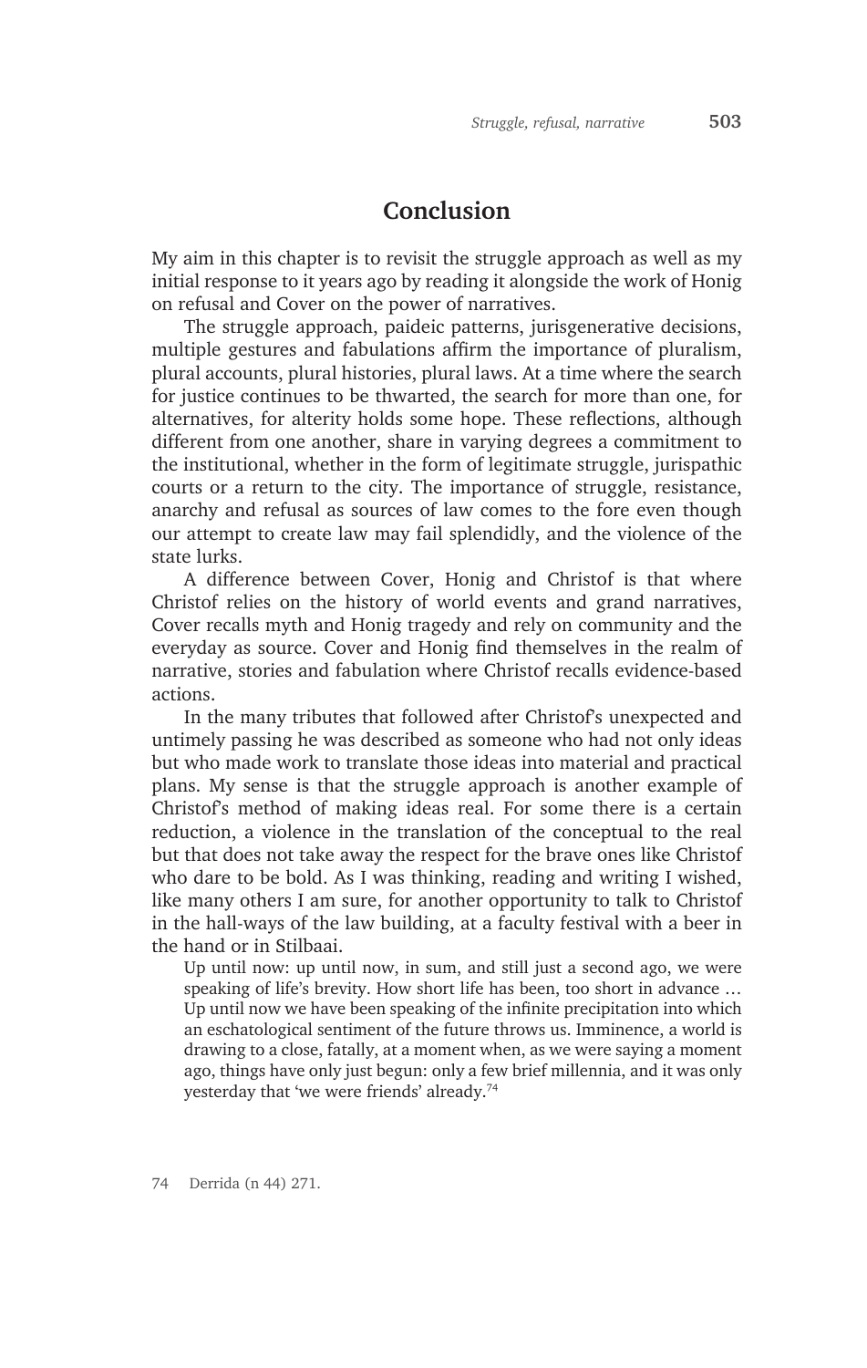## Conclusion

My aim in this chapter is to revisit the struggle approach as well as my initial response to it years ago by reading it alongside the work of Honig on refusal and Cover on the power of narratives.

The struggle approach, paideic patterns, jurisgenerative decisions, multiple gestures and fabulations affirm the importance of pluralism, plural accounts, plural histories, plural laws. At a time where the search for justice continues to be thwarted, the search for more than one, for alternatives, for alterity holds some hope. These reflections, although different from one another, share in varying degrees a commitment to the institutional, whether in the form of legitimate struggle, jurispathic courts or a return to the city. The importance of struggle, resistance, anarchy and refusal as sources of law comes to the fore even though our attempt to create law may fail splendidly, and the violence of the state lurks.

A difference between Cover, Honig and Christof is that where Christof relies on the history of world events and grand narratives, Cover recalls myth and Honig tragedy and rely on community and the everyday as source. Cover and Honig find themselves in the realm of narrative, stories and fabulation where Christof recalls evidence-based actions.

In the many tributes that followed after Christof's unexpected and untimely passing he was described as someone who had not only ideas but who made work to translate those ideas into material and practical plans. My sense is that the struggle approach is another example of Christof's method of making ideas real. For some there is a certain reduction, a violence in the translation of the conceptual to the real but that does not take away the respect for the brave ones like Christof who dare to be bold. As I was thinking, reading and writing I wished, like many others I am sure, for another opportunity to talk to Christof in the hall-ways of the law building, at a faculty festival with a beer in the hand or in Stilbaai.

> Up until now: up until now, in sum, and still just a second ago, we were speaking of life's brevity. How short life has been, too short in advance … Up until now we have been speaking of the infinite precipitation into which an eschatological sentiment of the future throws us. Imminence, a world is drawing to a close, fatally, at a moment when, as we were saying a moment ago, things have only just begun: only a few brief millennia, and it was only yesterday that 'we were friends' already.[74]

74 Derrida (n 44) 271.